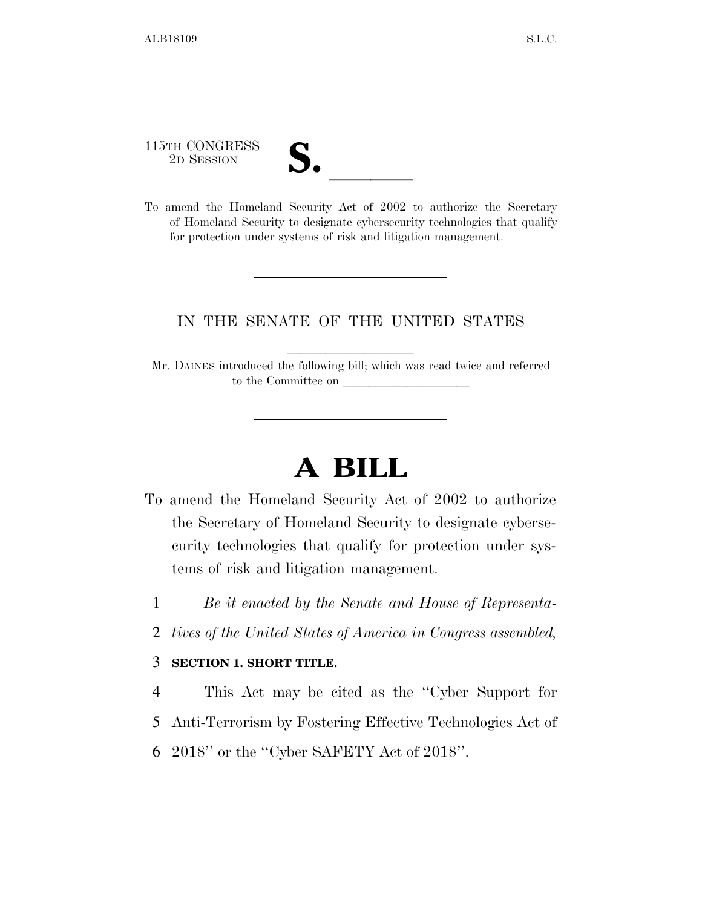115TH CONGRESS
2D SESSION

# S. ______

To amend the Homeland Security Act of 2002 to authorize the Secretary of Homeland Security to designate cybersecurity technologies that qualify for protection under systems of risk and litigation management.

IN THE SENATE OF THE UNITED STATES

Mr. DAINES introduced the following bill; which was read twice and referred to the Committee on ______________

# A BILL

To amend the Homeland Security Act of 2002 to authorize the Secretary of Homeland Security to designate cybersecurity technologies that qualify for protection under systems of risk and litigation management.

1 *Be it enacted by the Senate and House of Representa-*
2 *tives of the United States of America in Congress assembled,*

3 **SECTION 1. SHORT TITLE.**

4 This Act may be cited as the ''Cyber Support for
5 Anti-Terrorism by Fostering Effective Technologies Act of
6 2018'' or the ''Cyber SAFETY Act of 2018''.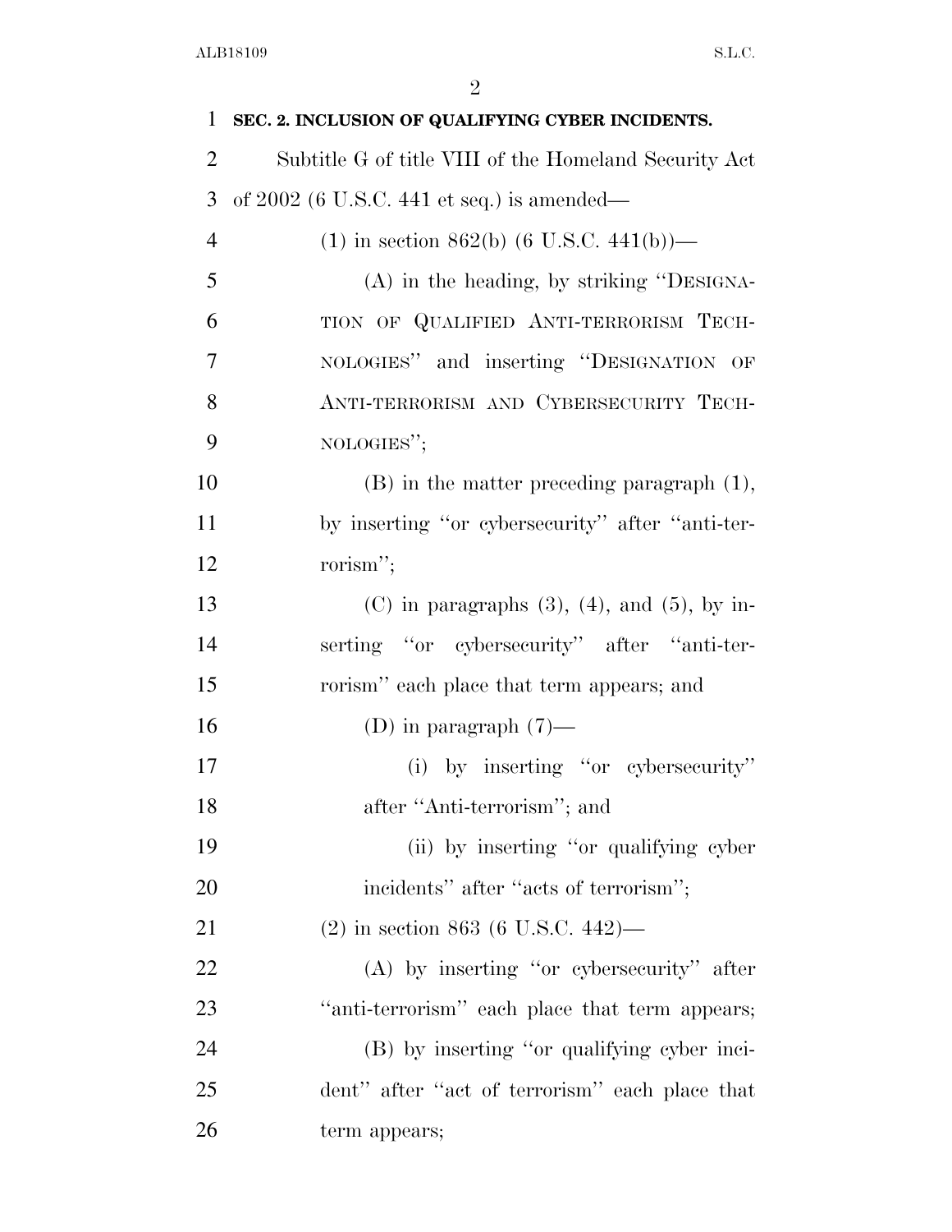**SEC. 2. INCLUSION OF QUALIFYING CYBER INCIDENTS.**

Subtitle G of title VIII of the Homeland Security Act of 2002 (6 U.S.C. 441 et seq.) is amended—

(1) in section 862(b) (6 U.S.C. 441(b))—

(A) in the heading, by striking "DESIGNATION OF QUALIFIED ANTI-TERRORISM TECHNOLOGIES" and inserting "DESIGNATION OF ANTI-TERRORISM AND CYBERSECURITY TECHNOLOGIES";

(B) in the matter preceding paragraph (1), by inserting "or cybersecurity" after "anti-terrorism";

(C) in paragraphs (3), (4), and (5), by inserting "or cybersecurity" after "anti-terrorism" each place that term appears; and

(D) in paragraph (7)—

(i) by inserting "or cybersecurity" after "Anti-terrorism"; and

(ii) by inserting "or qualifying cyber incidents" after "acts of terrorism";

(2) in section 863 (6 U.S.C. 442)—

(A) by inserting "or cybersecurity" after "anti-terrorism" each place that term appears;

(B) by inserting "or qualifying cyber incident" after "act of terrorism" each place that term appears;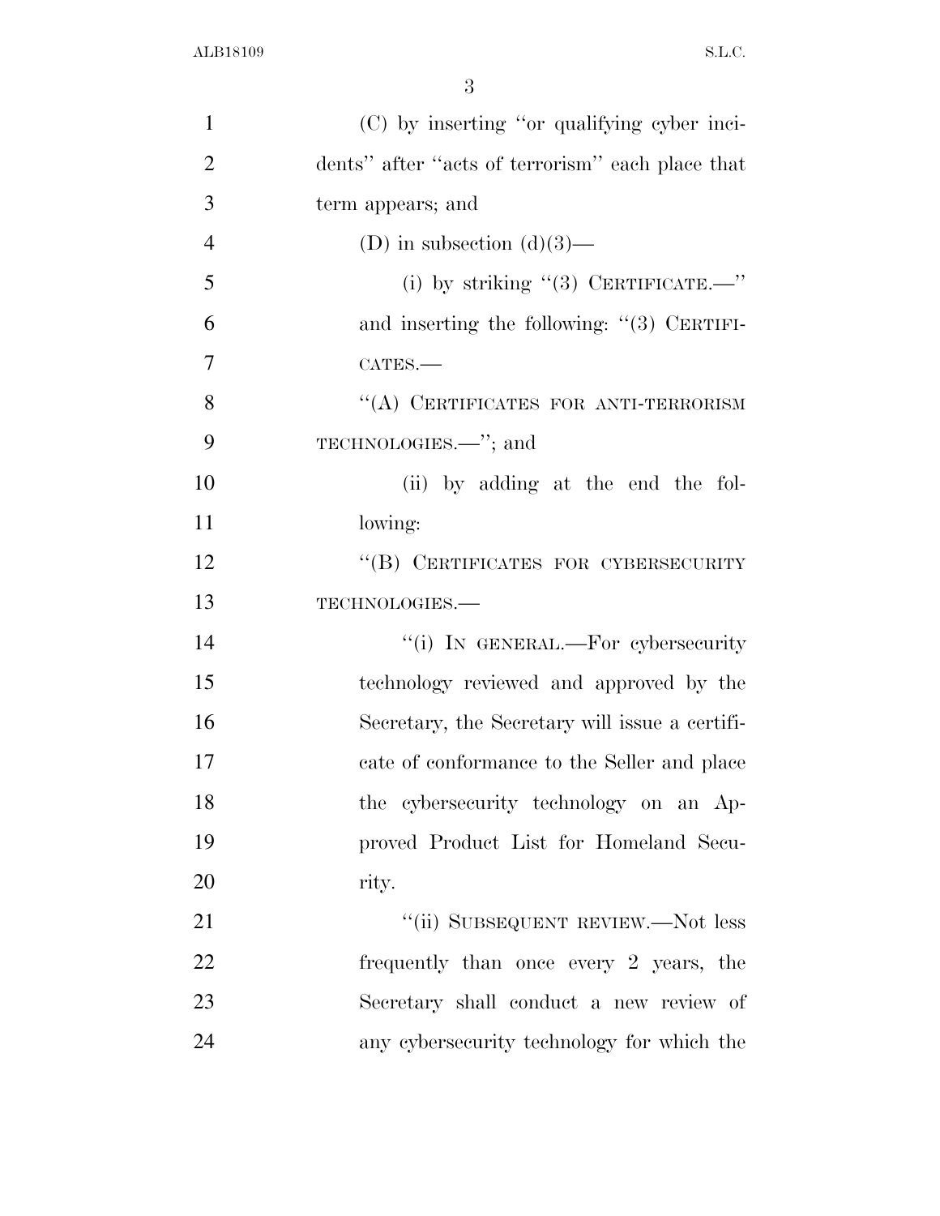(C) by inserting ''or qualifying cyber incidents'' after ''acts of terrorism'' each place that term appears; and

(D) in subsection (d)(3)—

(i) by striking ''(3) CERTIFICATE.—'' and inserting the following: ''(3) CERTIFICATES.—

''(A) CERTIFICATES FOR ANTI-TERRORISM TECHNOLOGIES.—''; and

(ii) by adding at the end the following:

''(B) CERTIFICATES FOR CYBERSECURITY TECHNOLOGIES.—

''(i) IN GENERAL.—For cybersecurity technology reviewed and approved by the Secretary, the Secretary will issue a certificate of conformance to the Seller and place the cybersecurity technology on an Approved Product List for Homeland Security.

''(ii) SUBSEQUENT REVIEW.—Not less frequently than once every 2 years, the Secretary shall conduct a new review of any cybersecurity technology for which the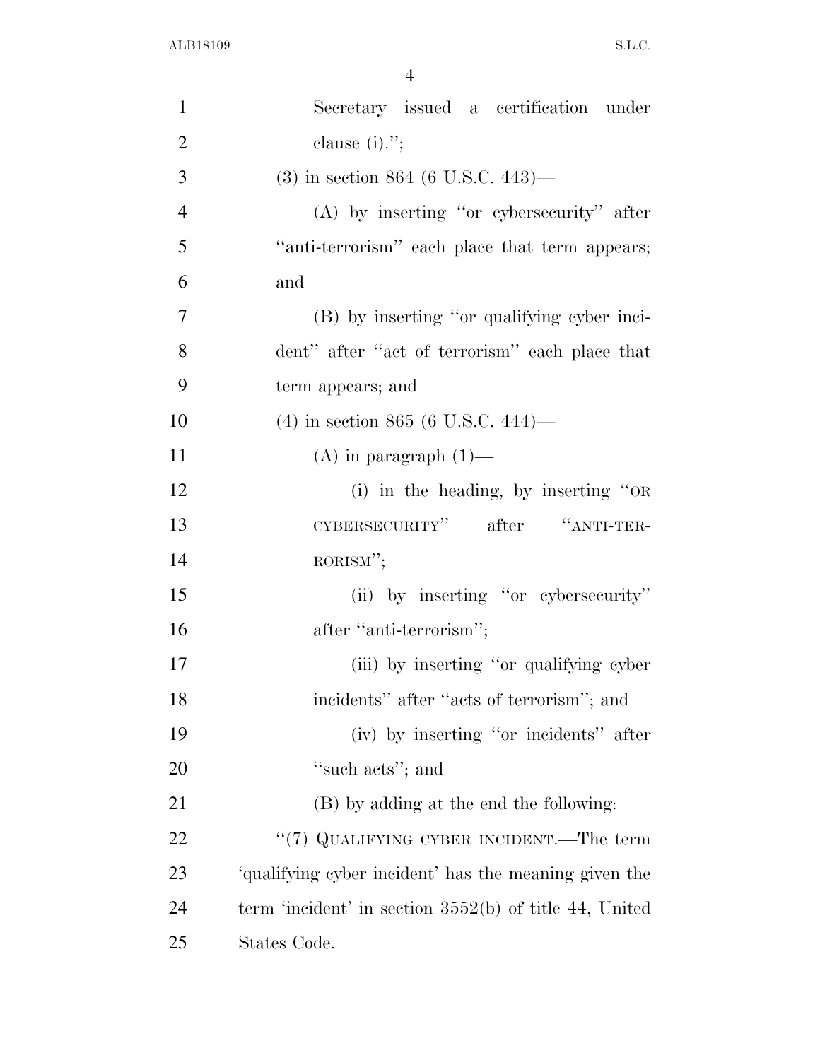Secretary issued a certification under clause (i).'';

(3) in section 864 (6 U.S.C. 443)—

(A) by inserting ''or cybersecurity'' after ''anti-terrorism'' each place that term appears; and

(B) by inserting ''or qualifying cyber incident'' after ''act of terrorism'' each place that term appears; and

(4) in section 865 (6 U.S.C. 444)—

(A) in paragraph (1)—

(i) in the heading, by inserting ''OR CYBERSECURITY'' after ''ANTI-TERRORISM'';

(ii) by inserting ''or cybersecurity'' after ''anti-terrorism'';

(iii) by inserting ''or qualifying cyber incidents'' after ''acts of terrorism''; and

(iv) by inserting ''or incidents'' after ''such acts''; and

(B) by adding at the end the following:

''(7) QUALIFYING CYBER INCIDENT.—The term 'qualifying cyber incident' has the meaning given the term 'incident' in section 3552(b) of title 44, United States Code.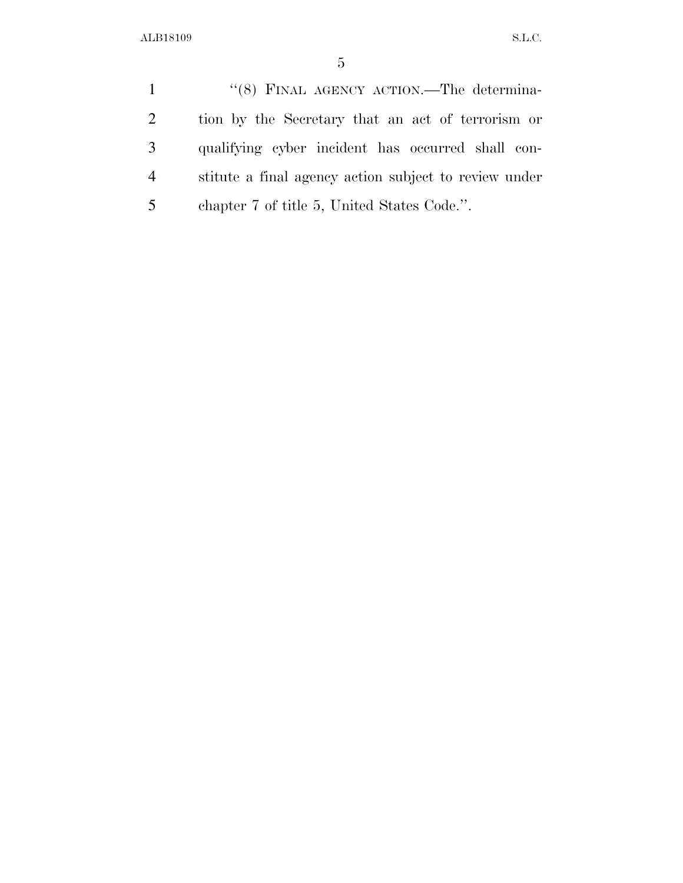"(8) FINAL AGENCY ACTION.—The determination by the Secretary that an act of terrorism or qualifying cyber incident has occurred shall constitute a final agency action subject to review under chapter 7 of title 5, United States Code.".